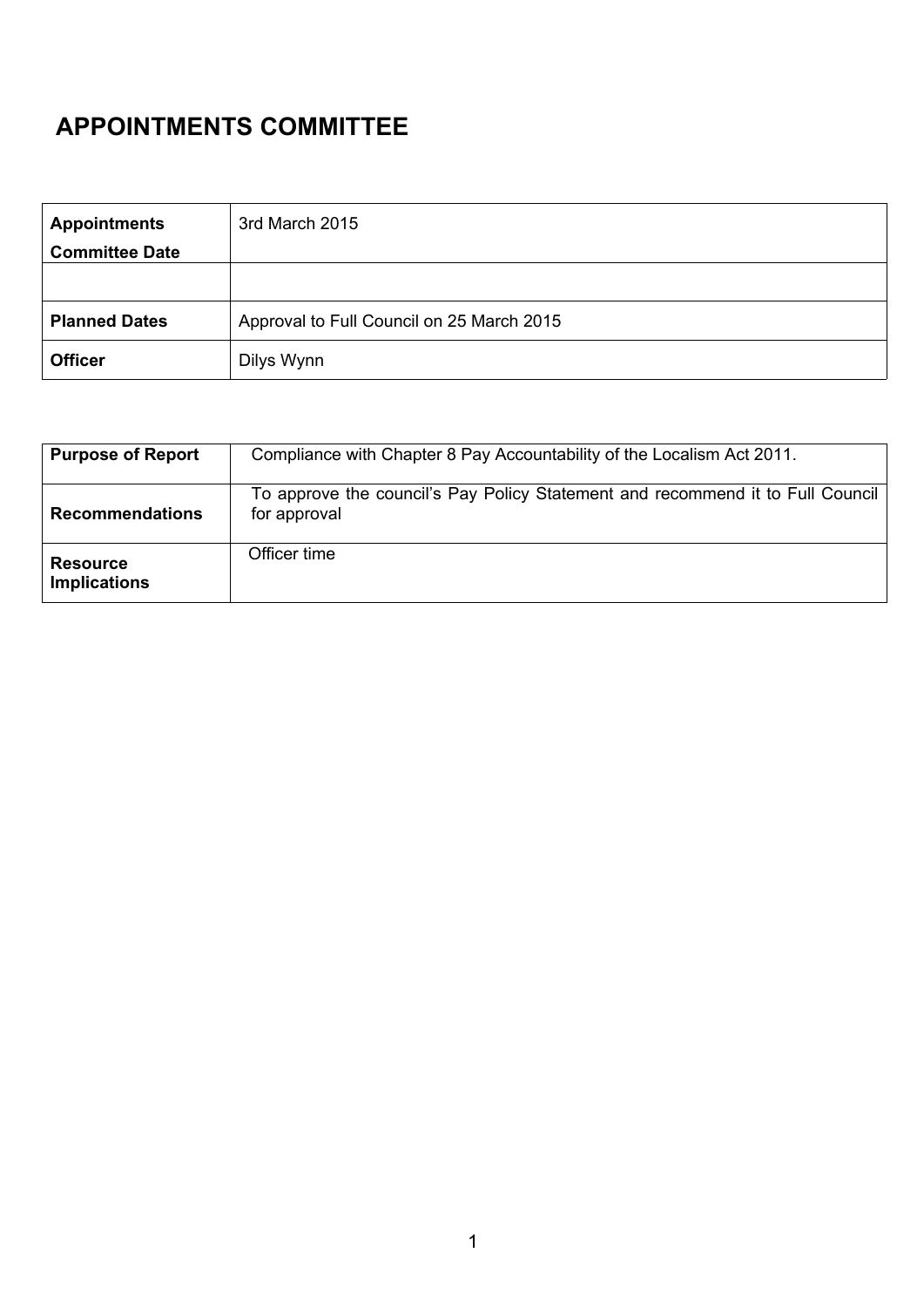# APPOINTMENTS COMMITTEE

| | |
|---|---|
| **Appointments Committee Date** | 3rd March 2015 |
| | |
| **Planned Dates** | Approval to Full Council on 25 March 2015 |
| **Officer** | Dilys Wynn |

| | |
|---|---|
| **Purpose of Report** | Compliance with Chapter 8 Pay Accountability of the Localism Act 2011. |
| **Recommendations** | To approve the council's Pay Policy Statement and recommend it to Full Council for approval |
| **Resource Implications** | Officer time |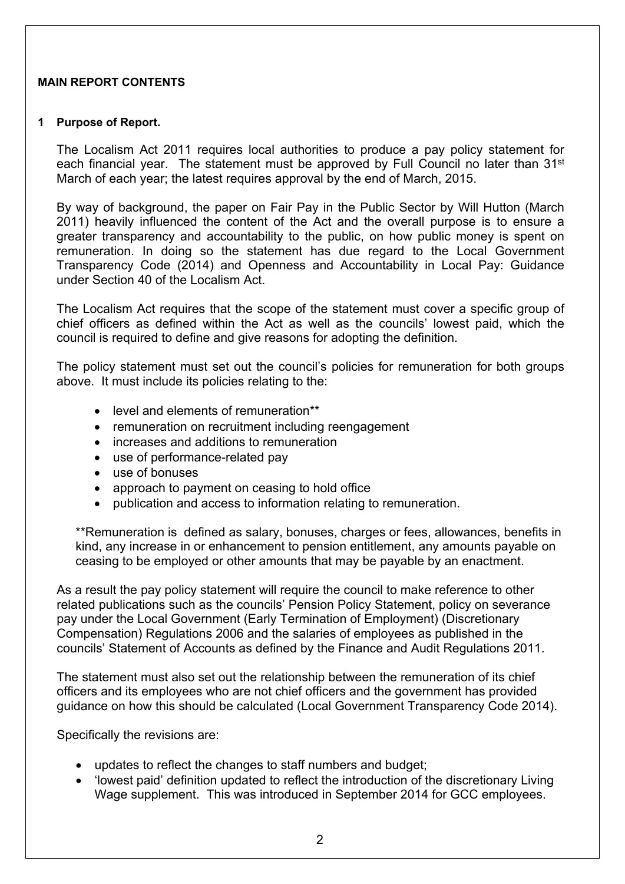**MAIN REPORT CONTENTS**

**1 Purpose of Report.**

The Localism Act 2011 requires local authorities to produce a pay policy statement for each financial year. The statement must be approved by Full Council no later than 31st March of each year; the latest requires approval by the end of March, 2015.

By way of background, the paper on Fair Pay in the Public Sector by Will Hutton (March 2011) heavily influenced the content of the Act and the overall purpose is to ensure a greater transparency and accountability to the public, on how public money is spent on remuneration. In doing so the statement has due regard to the Local Government Transparency Code (2014) and Openness and Accountability in Local Pay: Guidance under Section 40 of the Localism Act.

The Localism Act requires that the scope of the statement must cover a specific group of chief officers as defined within the Act as well as the councils' lowest paid, which the council is required to define and give reasons for adopting the definition.

The policy statement must set out the council's policies for remuneration for both groups above. It must include its policies relating to the:

- level and elements of remuneration**
- remuneration on recruitment including reengagement
- increases and additions to remuneration
- use of performance-related pay
- use of bonuses
- approach to payment on ceasing to hold office
- publication and access to information relating to remuneration.

**Remuneration is defined as salary, bonuses, charges or fees, allowances, benefits in kind, any increase in or enhancement to pension entitlement, any amounts payable on ceasing to be employed or other amounts that may be payable by an enactment.

As a result the pay policy statement will require the council to make reference to other related publications such as the councils' Pension Policy Statement, policy on severance pay under the Local Government (Early Termination of Employment) (Discretionary Compensation) Regulations 2006 and the salaries of employees as published in the councils' Statement of Accounts as defined by the Finance and Audit Regulations 2011.

The statement must also set out the relationship between the remuneration of its chief officers and its employees who are not chief officers and the government has provided guidance on how this should be calculated (Local Government Transparency Code 2014).

Specifically the revisions are:

- updates to reflect the changes to staff numbers and budget;
- 'lowest paid' definition updated to reflect the introduction of the discretionary Living Wage supplement. This was introduced in September 2014 for GCC employees.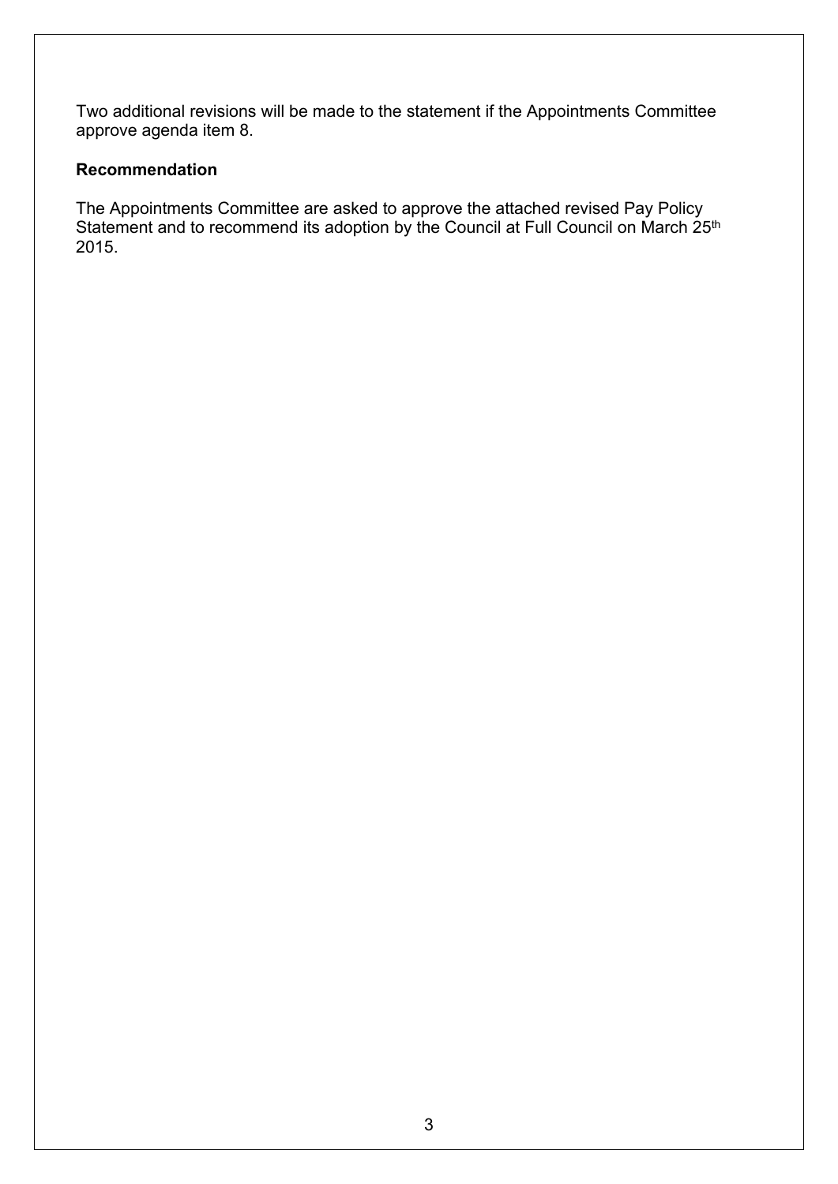Two additional revisions will be made to the statement if the Appointments Committee approve agenda item 8.

**Recommendation**

The Appointments Committee are asked to approve the attached revised Pay Policy Statement and to recommend its adoption by the Council at Full Council on March 25th 2015.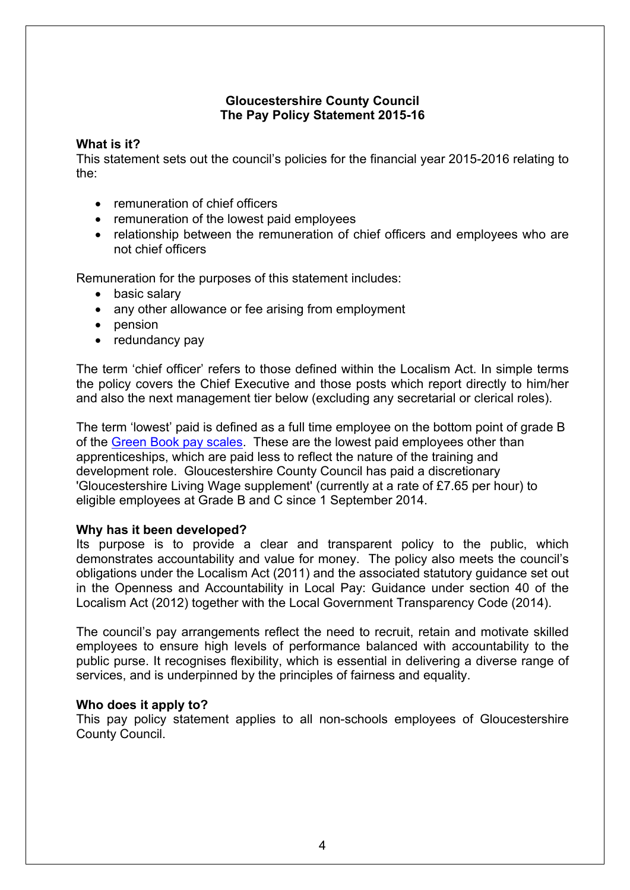# Gloucestershire County Council
# The Pay Policy Statement 2015-16

**What is it?**

This statement sets out the council's policies for the financial year 2015-2016 relating to the:

- remuneration of chief officers
- remuneration of the lowest paid employees
- relationship between the remuneration of chief officers and employees who are not chief officers

Remuneration for the purposes of this statement includes:

- basic salary
- any other allowance or fee arising from employment
- pension
- redundancy pay

The term 'chief officer' refers to those defined within the Localism Act. In simple terms the policy covers the Chief Executive and those posts which report directly to him/her and also the next management tier below (excluding any secretarial or clerical roles).

The term 'lowest' paid is defined as a full time employee on the bottom point of grade B of the Green Book pay scales. These are the lowest paid employees other than apprenticeships, which are paid less to reflect the nature of the training and development role. Gloucestershire County Council has paid a discretionary 'Gloucestershire Living Wage supplement' (currently at a rate of £7.65 per hour) to eligible employees at Grade B and C since 1 September 2014.

**Why has it been developed?**

Its purpose is to provide a clear and transparent policy to the public, which demonstrates accountability and value for money. The policy also meets the council's obligations under the Localism Act (2011) and the associated statutory guidance set out in the Openness and Accountability in Local Pay: Guidance under section 40 of the Localism Act (2012) together with the Local Government Transparency Code (2014).

The council's pay arrangements reflect the need to recruit, retain and motivate skilled employees to ensure high levels of performance balanced with accountability to the public purse. It recognises flexibility, which is essential in delivering a diverse range of services, and is underpinned by the principles of fairness and equality.

**Who does it apply to?**

This pay policy statement applies to all non-schools employees of Gloucestershire County Council.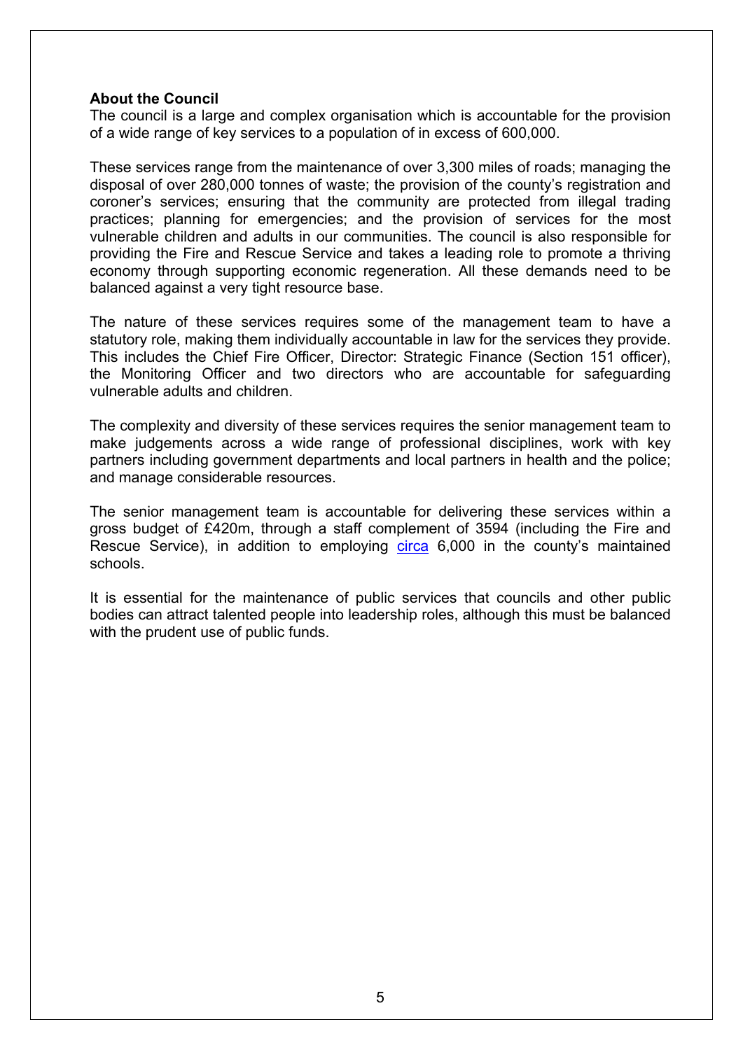**About the Council**

The council is a large and complex organisation which is accountable for the provision of a wide range of key services to a population of in excess of 600,000.

These services range from the maintenance of over 3,300 miles of roads; managing the disposal of over 280,000 tonnes of waste; the provision of the county's registration and coroner's services; ensuring that the community are protected from illegal trading practices; planning for emergencies; and the provision of services for the most vulnerable children and adults in our communities. The council is also responsible for providing the Fire and Rescue Service and takes a leading role to promote a thriving economy through supporting economic regeneration. All these demands need to be balanced against a very tight resource base.

The nature of these services requires some of the management team to have a statutory role, making them individually accountable in law for the services they provide. This includes the Chief Fire Officer, Director: Strategic Finance (Section 151 officer), the Monitoring Officer and two directors who are accountable for safeguarding vulnerable adults and children.

The complexity and diversity of these services requires the senior management team to make judgements across a wide range of professional disciplines, work with key partners including government departments and local partners in health and the police; and manage considerable resources.

The senior management team is accountable for delivering these services within a gross budget of £420m, through a staff complement of 3594 (including the Fire and Rescue Service), in addition to employing circa 6,000 in the county's maintained schools.

It is essential for the maintenance of public services that councils and other public bodies can attract talented people into leadership roles, although this must be balanced with the prudent use of public funds.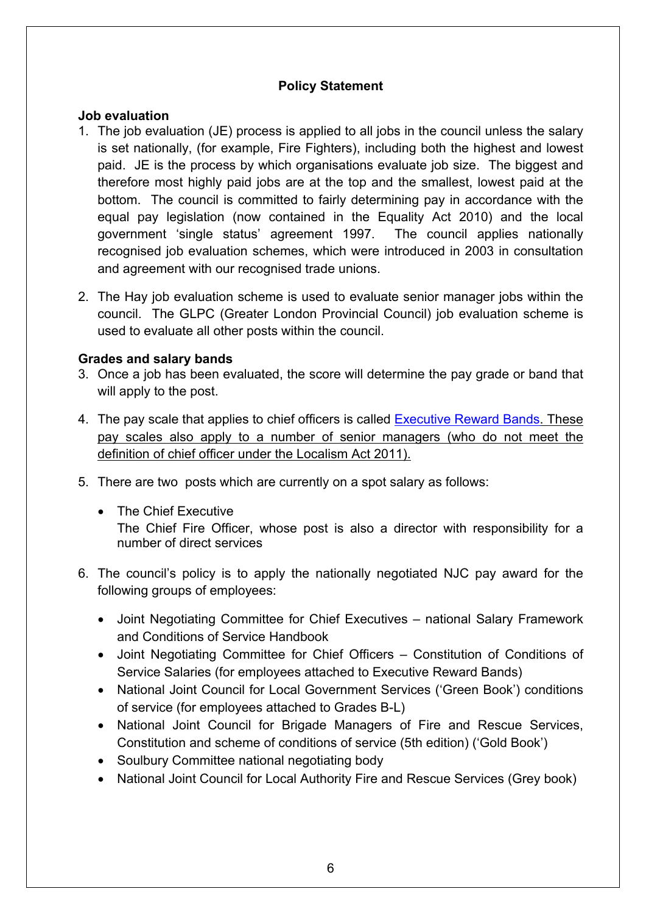## Policy Statement

**Job evaluation**

1. The job evaluation (JE) process is applied to all jobs in the council unless the salary is set nationally, (for example, Fire Fighters), including both the highest and lowest paid. JE is the process by which organisations evaluate job size. The biggest and therefore most highly paid jobs are at the top and the smallest, lowest paid at the bottom. The council is committed to fairly determining pay in accordance with the equal pay legislation (now contained in the Equality Act 2010) and the local government 'single status' agreement 1997. The council applies nationally recognised job evaluation schemes, which were introduced in 2003 in consultation and agreement with our recognised trade unions.

2. The Hay job evaluation scheme is used to evaluate senior manager jobs within the council. The GLPC (Greater London Provincial Council) job evaluation scheme is used to evaluate all other posts within the council.

**Grades and salary bands**

3. Once a job has been evaluated, the score will determine the pay grade or band that will apply to the post.

4. The pay scale that applies to chief officers is called Executive Reward Bands. These pay scales also apply to a number of senior managers (who do not meet the definition of chief officer under the Localism Act 2011).

5. There are two posts which are currently on a spot salary as follows:

   - The Chief Executive
     The Chief Fire Officer, whose post is also a director with responsibility for a number of direct services

6. The council's policy is to apply the nationally negotiated NJC pay award for the following groups of employees:

   - Joint Negotiating Committee for Chief Executives – national Salary Framework and Conditions of Service Handbook
   - Joint Negotiating Committee for Chief Officers – Constitution of Conditions of Service Salaries (for employees attached to Executive Reward Bands)
   - National Joint Council for Local Government Services ('Green Book') conditions of service (for employees attached to Grades B-L)
   - National Joint Council for Brigade Managers of Fire and Rescue Services, Constitution and scheme of conditions of service (5th edition) ('Gold Book')
   - Soulbury Committee national negotiating body
   - National Joint Council for Local Authority Fire and Rescue Services (Grey book)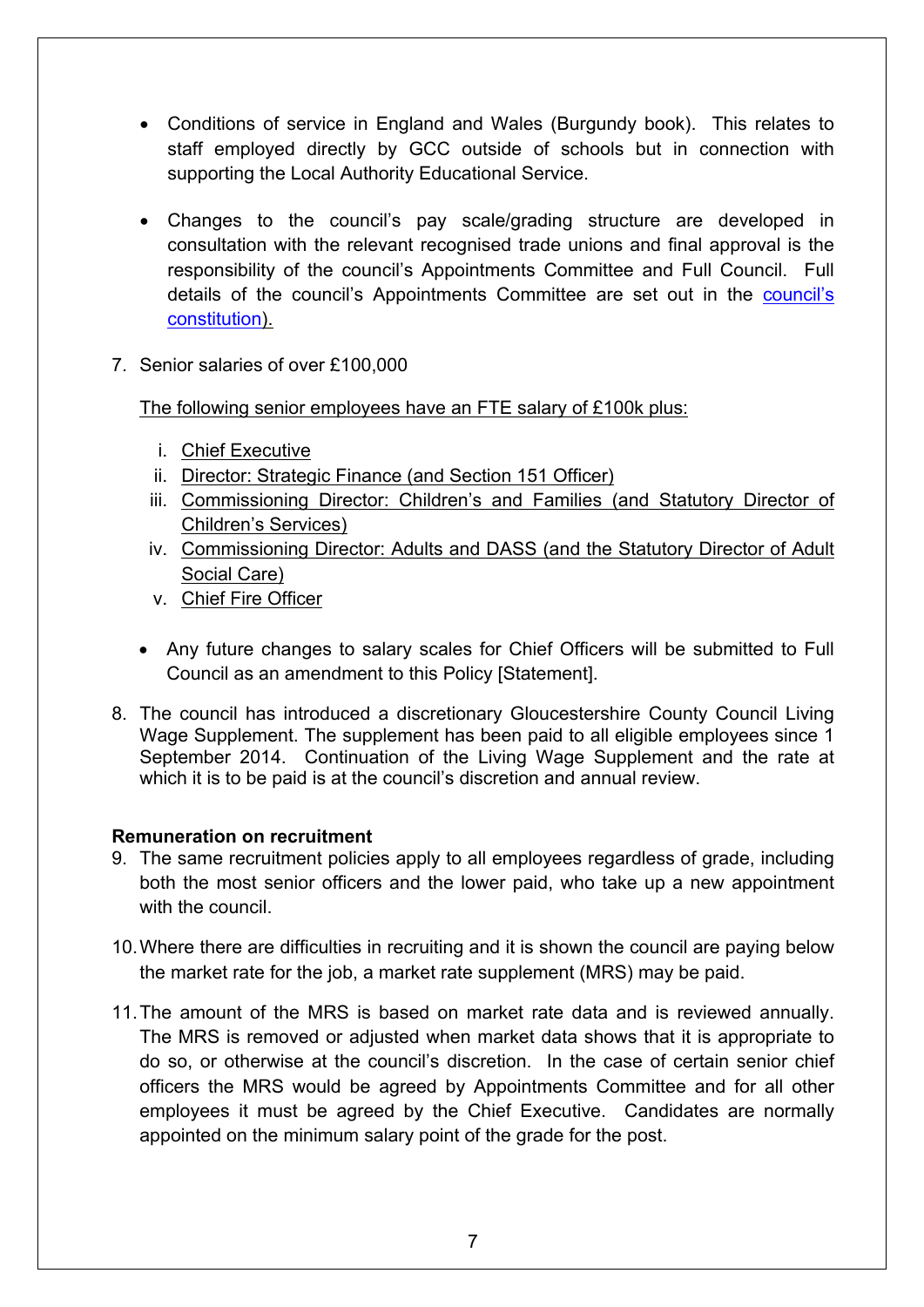- Conditions of service in England and Wales (Burgundy book). This relates to staff employed directly by GCC outside of schools but in connection with supporting the Local Authority Educational Service.

- Changes to the council's pay scale/grading structure are developed in consultation with the relevant recognised trade unions and final approval is the responsibility of the council's Appointments Committee and Full Council. Full details of the council's Appointments Committee are set out in the [council's constitution](). 

7. Senior salaries of over £100,000

   <u>The following senior employees have an FTE salary of £100k plus:</u>

   i. <u>Chief Executive</u>
   ii. <u>Director: Strategic Finance (and Section 151 Officer)</u>
   iii. <u>Commissioning Director: Children's and Families (and Statutory Director of Children's Services)</u>
   iv. <u>Commissioning Director: Adults and DASS (and the Statutory Director of Adult Social Care)</u>
   v. <u>Chief Fire Officer</u>

   - Any future changes to salary scales for Chief Officers will be submitted to Full Council as an amendment to this Policy [Statement].

8. The council has introduced a discretionary Gloucestershire County Council Living Wage Supplement. The supplement has been paid to all eligible employees since 1 September 2014. Continuation of the Living Wage Supplement and the rate at which it is to be paid is at the council's discretion and annual review.

**Remuneration on recruitment**

9. The same recruitment policies apply to all employees regardless of grade, including both the most senior officers and the lower paid, who take up a new appointment with the council.

10. Where there are difficulties in recruiting and it is shown the council are paying below the market rate for the job, a market rate supplement (MRS) may be paid.

11. The amount of the MRS is based on market rate data and is reviewed annually. The MRS is removed or adjusted when market data shows that it is appropriate to do so, or otherwise at the council's discretion. In the case of certain senior chief officers the MRS would be agreed by Appointments Committee and for all other employees it must be agreed by the Chief Executive. Candidates are normally appointed on the minimum salary point of the grade for the post.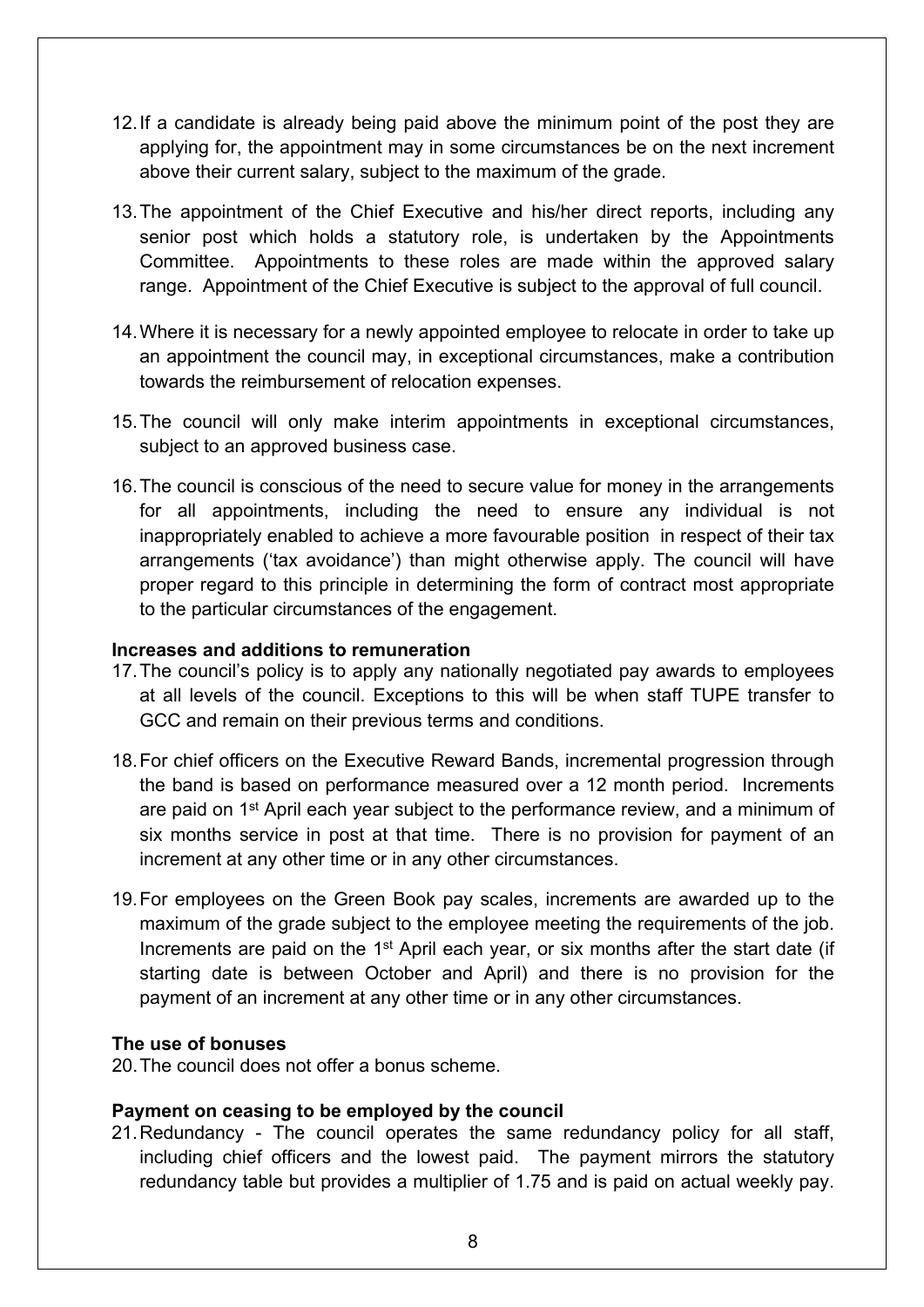12. If a candidate is already being paid above the minimum point of the post they are applying for, the appointment may in some circumstances be on the next increment above their current salary, subject to the maximum of the grade.

13. The appointment of the Chief Executive and his/her direct reports, including any senior post which holds a statutory role, is undertaken by the Appointments Committee. Appointments to these roles are made within the approved salary range. Appointment of the Chief Executive is subject to the approval of full council.

14. Where it is necessary for a newly appointed employee to relocate in order to take up an appointment the council may, in exceptional circumstances, make a contribution towards the reimbursement of relocation expenses.

15. The council will only make interim appointments in exceptional circumstances, subject to an approved business case.

16. The council is conscious of the need to secure value for money in the arrangements for all appointments, including the need to ensure any individual is not inappropriately enabled to achieve a more favourable position in respect of their tax arrangements ('tax avoidance') than might otherwise apply. The council will have proper regard to this principle in determining the form of contract most appropriate to the particular circumstances of the engagement.

**Increases and additions to remuneration**

17. The council's policy is to apply any nationally negotiated pay awards to employees at all levels of the council. Exceptions to this will be when staff TUPE transfer to GCC and remain on their previous terms and conditions.

18. For chief officers on the Executive Reward Bands, incremental progression through the band is based on performance measured over a 12 month period. Increments are paid on 1st April each year subject to the performance review, and a minimum of six months service in post at that time. There is no provision for payment of an increment at any other time or in any other circumstances.

19. For employees on the Green Book pay scales, increments are awarded up to the maximum of the grade subject to the employee meeting the requirements of the job. Increments are paid on the 1st April each year, or six months after the start date (if starting date is between October and April) and there is no provision for the payment of an increment at any other time or in any other circumstances.

**The use of bonuses**

20. The council does not offer a bonus scheme.

**Payment on ceasing to be employed by the council**

21. Redundancy - The council operates the same redundancy policy for all staff, including chief officers and the lowest paid. The payment mirrors the statutory redundancy table but provides a multiplier of 1.75 and is paid on actual weekly pay.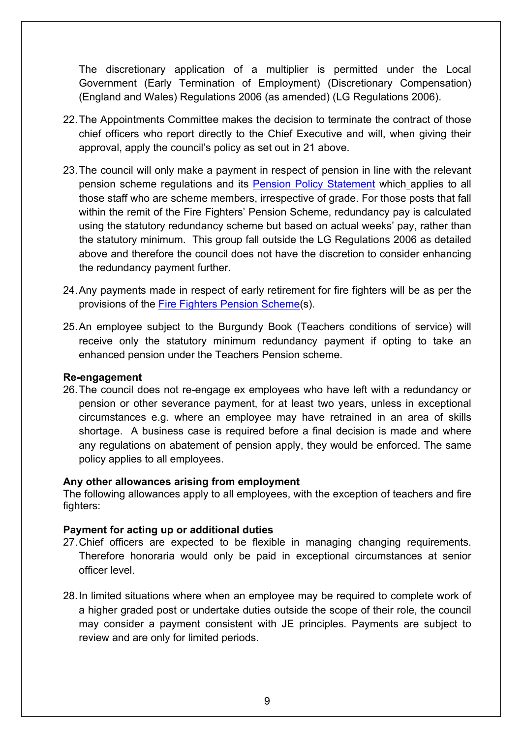The discretionary application of a multiplier is permitted under the Local Government (Early Termination of Employment) (Discretionary Compensation) (England and Wales) Regulations 2006 (as amended) (LG Regulations 2006).

22. The Appointments Committee makes the decision to terminate the contract of those chief officers who report directly to the Chief Executive and will, when giving their approval, apply the council's policy as set out in 21 above.

23. The council will only make a payment in respect of pension in line with the relevant pension scheme regulations and its Pension Policy Statement which applies to all those staff who are scheme members, irrespective of grade. For those posts that fall within the remit of the Fire Fighters' Pension Scheme, redundancy pay is calculated using the statutory redundancy scheme but based on actual weeks' pay, rather than the statutory minimum. This group fall outside the LG Regulations 2006 as detailed above and therefore the council does not have the discretion to consider enhancing the redundancy payment further.

24. Any payments made in respect of early retirement for fire fighters will be as per the provisions of the Fire Fighters Pension Scheme(s).

25. An employee subject to the Burgundy Book (Teachers conditions of service) will receive only the statutory minimum redundancy payment if opting to take an enhanced pension under the Teachers Pension scheme.

**Re-engagement**

26. The council does not re-engage ex employees who have left with a redundancy or pension or other severance payment, for at least two years, unless in exceptional circumstances e.g. where an employee may have retrained in an area of skills shortage. A business case is required before a final decision is made and where any regulations on abatement of pension apply, they would be enforced. The same policy applies to all employees.

**Any other allowances arising from employment**

The following allowances apply to all employees, with the exception of teachers and fire fighters:

**Payment for acting up or additional duties**

27. Chief officers are expected to be flexible in managing changing requirements. Therefore honoraria would only be paid in exceptional circumstances at senior officer level.

28. In limited situations where when an employee may be required to complete work of a higher graded post or undertake duties outside the scope of their role, the council may consider a payment consistent with JE principles. Payments are subject to review and are only for limited periods.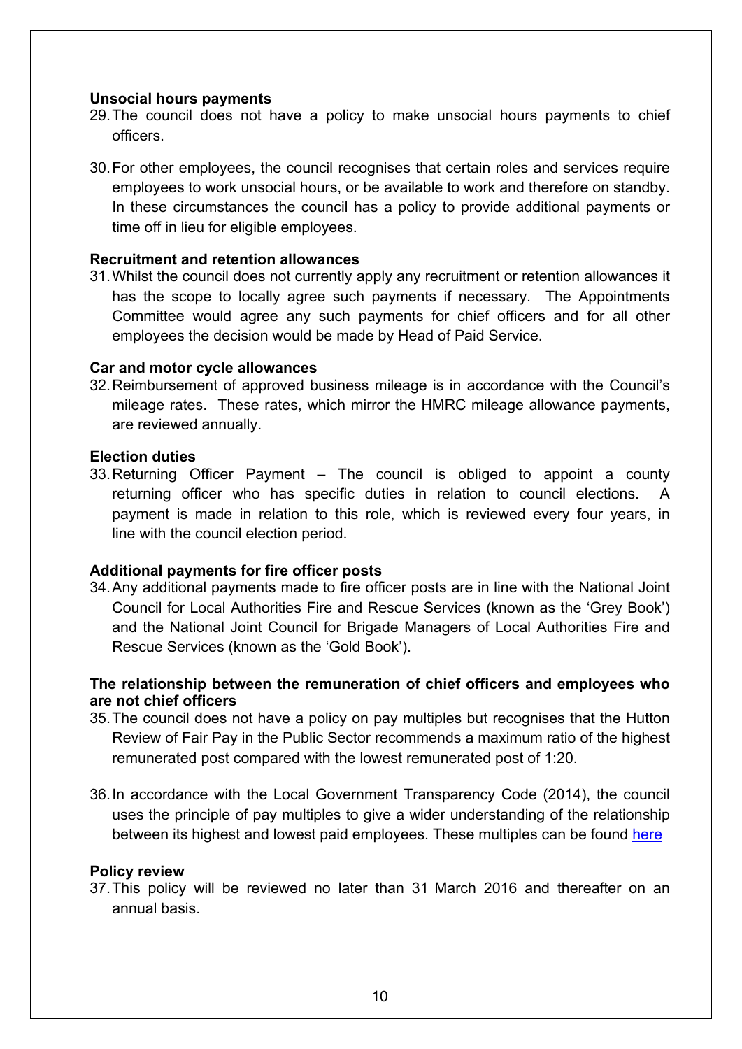**Unsocial hours payments**

29. The council does not have a policy to make unsocial hours payments to chief officers.

30. For other employees, the council recognises that certain roles and services require employees to work unsocial hours, or be available to work and therefore on standby. In these circumstances the council has a policy to provide additional payments or time off in lieu for eligible employees.

**Recruitment and retention allowances**

31. Whilst the council does not currently apply any recruitment or retention allowances it has the scope to locally agree such payments if necessary. The Appointments Committee would agree any such payments for chief officers and for all other employees the decision would be made by Head of Paid Service.

**Car and motor cycle allowances**

32. Reimbursement of approved business mileage is in accordance with the Council's mileage rates. These rates, which mirror the HMRC mileage allowance payments, are reviewed annually.

**Election duties**

33. Returning Officer Payment – The council is obliged to appoint a county returning officer who has specific duties in relation to council elections. A payment is made in relation to this role, which is reviewed every four years, in line with the council election period.

**Additional payments for fire officer posts**

34. Any additional payments made to fire officer posts are in line with the National Joint Council for Local Authorities Fire and Rescue Services (known as the 'Grey Book') and the National Joint Council for Brigade Managers of Local Authorities Fire and Rescue Services (known as the 'Gold Book').

**The relationship between the remuneration of chief officers and employees who are not chief officers**

35. The council does not have a policy on pay multiples but recognises that the Hutton Review of Fair Pay in the Public Sector recommends a maximum ratio of the highest remunerated post compared with the lowest remunerated post of 1:20.

36. In accordance with the Local Government Transparency Code (2014), the council uses the principle of pay multiples to give a wider understanding of the relationship between its highest and lowest paid employees. These multiples can be found here

**Policy review**

37. This policy will be reviewed no later than 31 March 2016 and thereafter on an annual basis.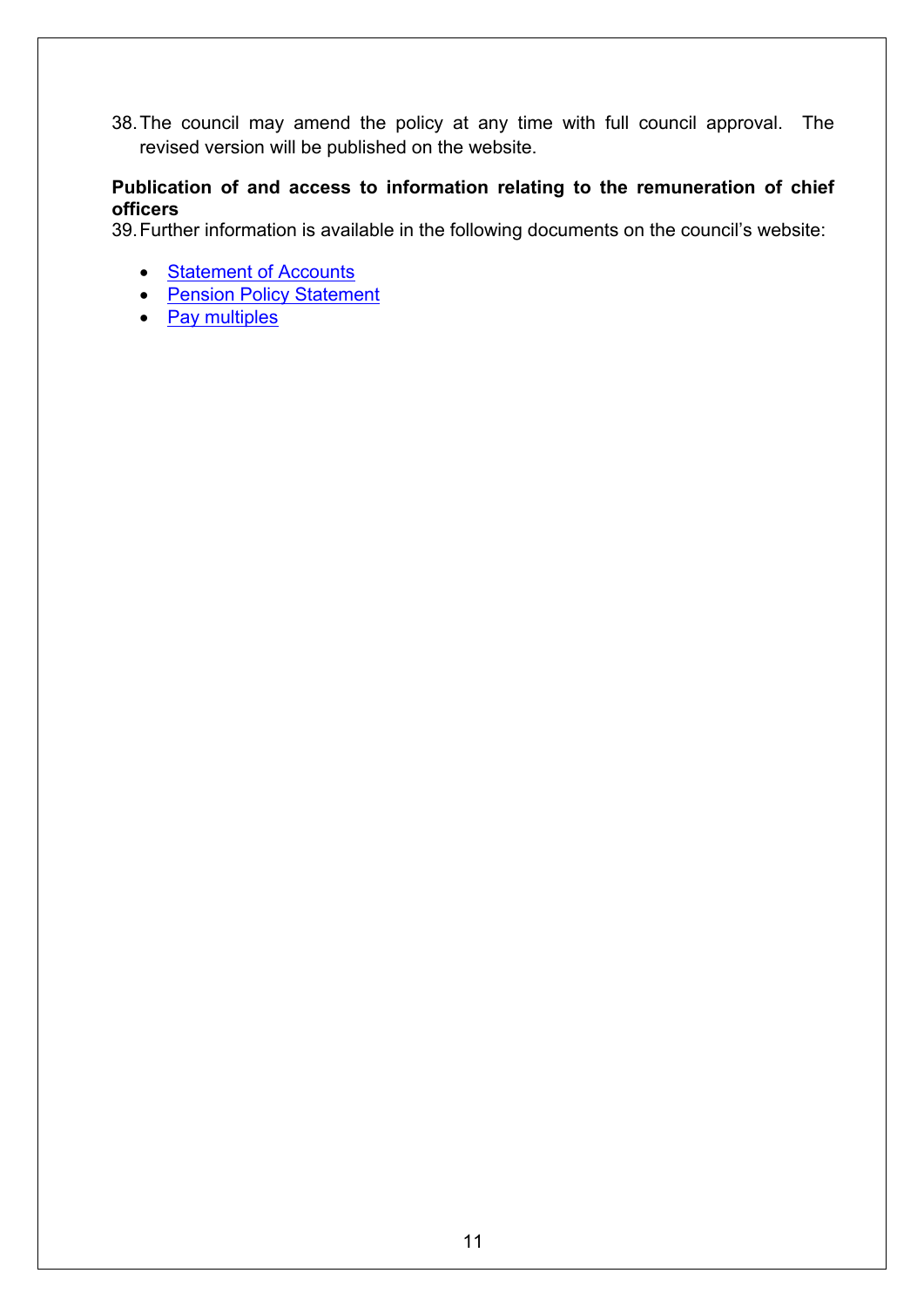38. The council may amend the policy at any time with full council approval. The revised version will be published on the website.

**Publication of and access to information relating to the remuneration of chief officers**

39. Further information is available in the following documents on the council's website:

- Statement of Accounts
- Pension Policy Statement
- Pay multiples